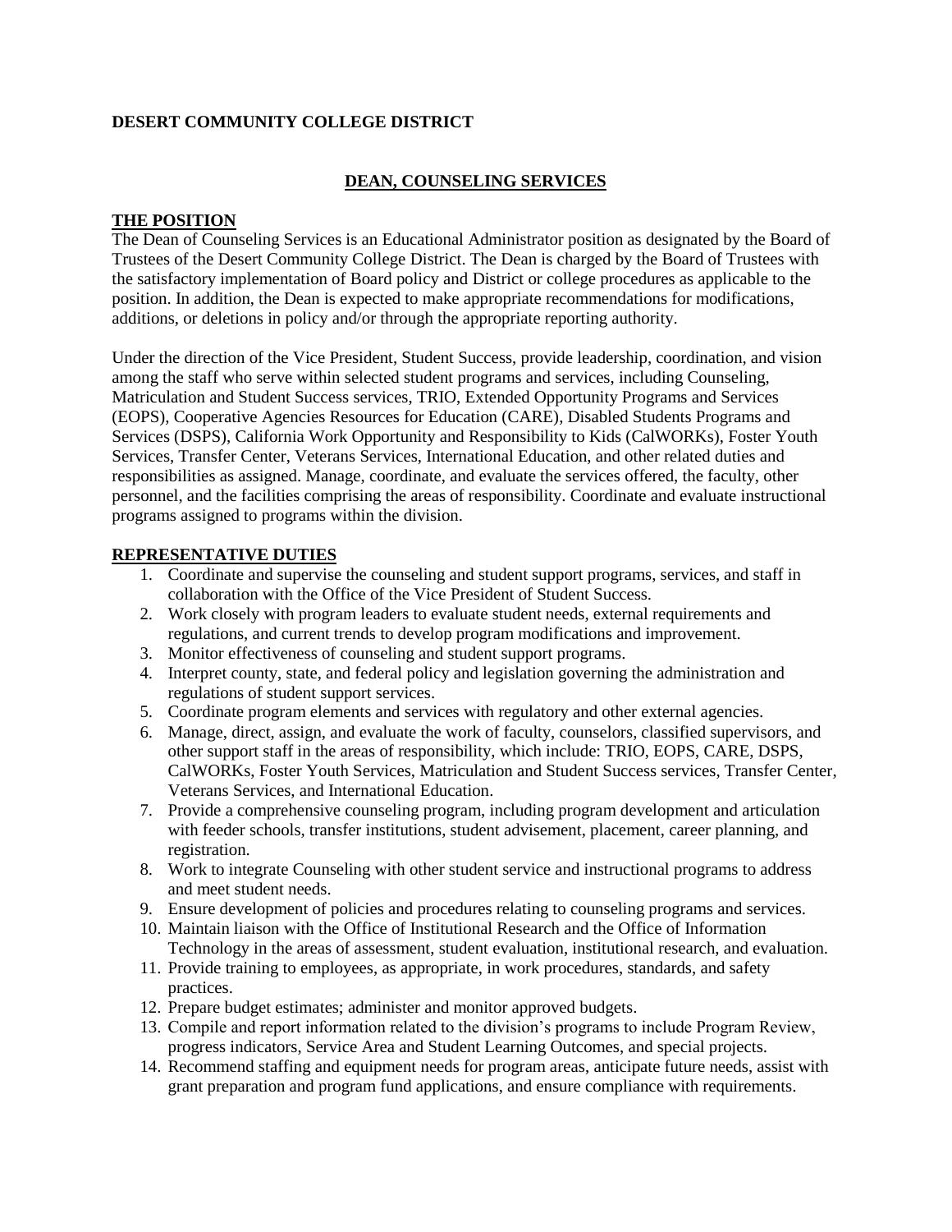**DESERT COMMUNITY COLLEGE DISTRICT**

# DEAN, COUNSELING SERVICES

## THE POSITION

The Dean of Counseling Services is an Educational Administrator position as designated by the Board of Trustees of the Desert Community College District. The Dean is charged by the Board of Trustees with the satisfactory implementation of Board policy and District or college procedures as applicable to the position. In addition, the Dean is expected to make appropriate recommendations for modifications, additions, or deletions in policy and/or through the appropriate reporting authority.

Under the direction of the Vice President, Student Success, provide leadership, coordination, and vision among the staff who serve within selected student programs and services, including Counseling, Matriculation and Student Success services, TRIO, Extended Opportunity Programs and Services (EOPS), Cooperative Agencies Resources for Education (CARE), Disabled Students Programs and Services (DSPS), California Work Opportunity and Responsibility to Kids (CalWORKs), Foster Youth Services, Transfer Center, Veterans Services, International Education, and other related duties and responsibilities as assigned. Manage, coordinate, and evaluate the services offered, the faculty, other personnel, and the facilities comprising the areas of responsibility. Coordinate and evaluate instructional programs assigned to programs within the division.

## REPRESENTATIVE DUTIES

1. Coordinate and supervise the counseling and student support programs, services, and staff in collaboration with the Office of the Vice President of Student Success.
2. Work closely with program leaders to evaluate student needs, external requirements and regulations, and current trends to develop program modifications and improvement.
3. Monitor effectiveness of counseling and student support programs.
4. Interpret county, state, and federal policy and legislation governing the administration and regulations of student support services.
5. Coordinate program elements and services with regulatory and other external agencies.
6. Manage, direct, assign, and evaluate the work of faculty, counselors, classified supervisors, and other support staff in the areas of responsibility, which include: TRIO, EOPS, CARE, DSPS, CalWORKs, Foster Youth Services, Matriculation and Student Success services, Transfer Center, Veterans Services, and International Education.
7. Provide a comprehensive counseling program, including program development and articulation with feeder schools, transfer institutions, student advisement, placement, career planning, and registration.
8. Work to integrate Counseling with other student service and instructional programs to address and meet student needs.
9. Ensure development of policies and procedures relating to counseling programs and services.
10. Maintain liaison with the Office of Institutional Research and the Office of Information Technology in the areas of assessment, student evaluation, institutional research, and evaluation.
11. Provide training to employees, as appropriate, in work procedures, standards, and safety practices.
12. Prepare budget estimates; administer and monitor approved budgets.
13. Compile and report information related to the division's programs to include Program Review, progress indicators, Service Area and Student Learning Outcomes, and special projects.
14. Recommend staffing and equipment needs for program areas, anticipate future needs, assist with grant preparation and program fund applications, and ensure compliance with requirements.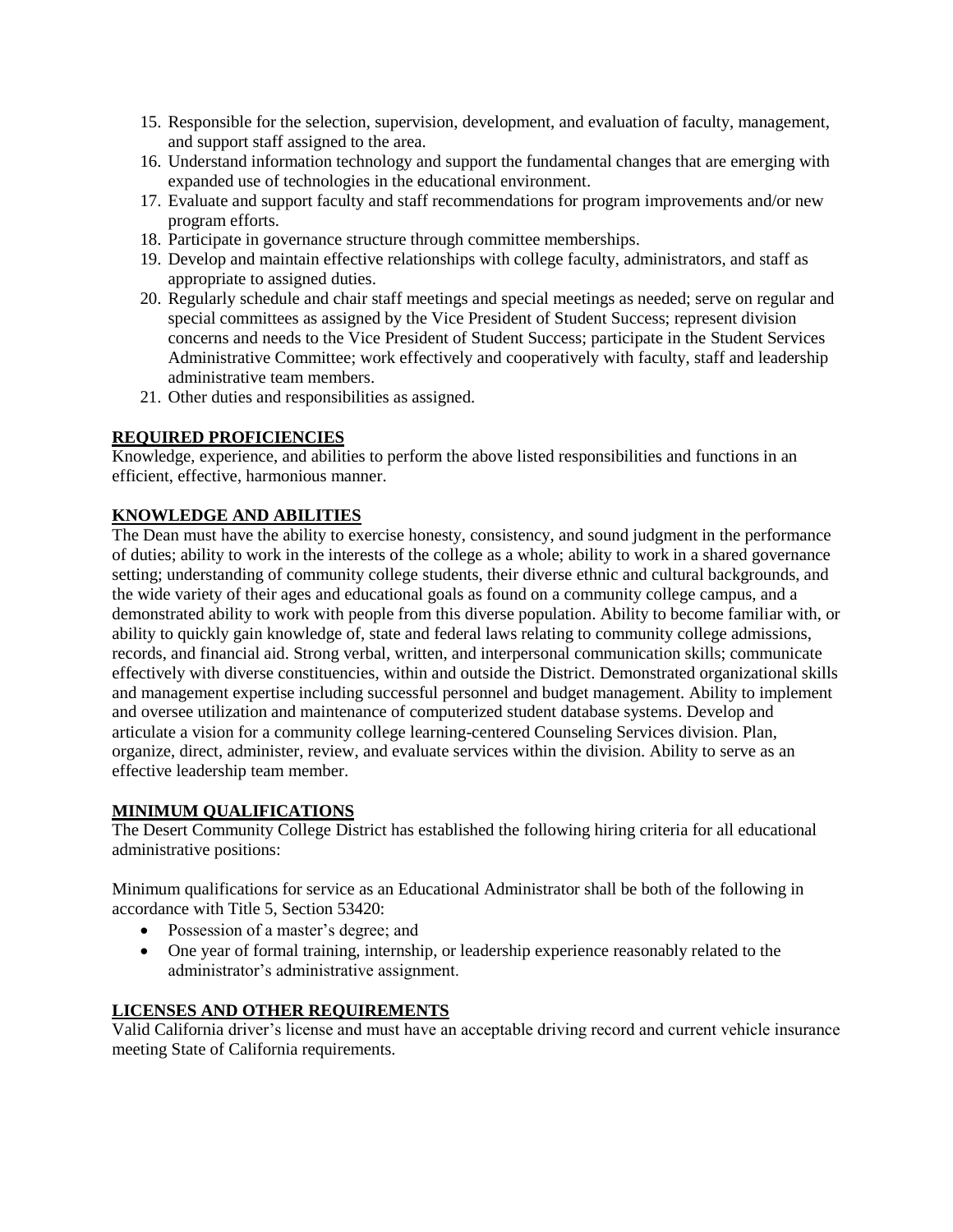15. Responsible for the selection, supervision, development, and evaluation of faculty, management, and support staff assigned to the area.
16. Understand information technology and support the fundamental changes that are emerging with expanded use of technologies in the educational environment.
17. Evaluate and support faculty and staff recommendations for program improvements and/or new program efforts.
18. Participate in governance structure through committee memberships.
19. Develop and maintain effective relationships with college faculty, administrators, and staff as appropriate to assigned duties.
20. Regularly schedule and chair staff meetings and special meetings as needed; serve on regular and special committees as assigned by the Vice President of Student Success; represent division concerns and needs to the Vice President of Student Success; participate in the Student Services Administrative Committee; work effectively and cooperatively with faculty, staff and leadership administrative team members.
21. Other duties and responsibilities as assigned.

## REQUIRED PROFICIENCIES

Knowledge, experience, and abilities to perform the above listed responsibilities and functions in an efficient, effective, harmonious manner.

## KNOWLEDGE AND ABILITIES

The Dean must have the ability to exercise honesty, consistency, and sound judgment in the performance of duties; ability to work in the interests of the college as a whole; ability to work in a shared governance setting; understanding of community college students, their diverse ethnic and cultural backgrounds, and the wide variety of their ages and educational goals as found on a community college campus, and a demonstrated ability to work with people from this diverse population. Ability to become familiar with, or ability to quickly gain knowledge of, state and federal laws relating to community college admissions, records, and financial aid. Strong verbal, written, and interpersonal communication skills; communicate effectively with diverse constituencies, within and outside the District. Demonstrated organizational skills and management expertise including successful personnel and budget management. Ability to implement and oversee utilization and maintenance of computerized student database systems. Develop and articulate a vision for a community college learning-centered Counseling Services division. Plan, organize, direct, administer, review, and evaluate services within the division. Ability to serve as an effective leadership team member.

## MINIMUM QUALIFICATIONS

The Desert Community College District has established the following hiring criteria for all educational administrative positions:

Minimum qualifications for service as an Educational Administrator shall be both of the following in accordance with Title 5, Section 53420:

- Possession of a master's degree; and
- One year of formal training, internship, or leadership experience reasonably related to the administrator's administrative assignment.

## LICENSES AND OTHER REQUIREMENTS

Valid California driver's license and must have an acceptable driving record and current vehicle insurance meeting State of California requirements.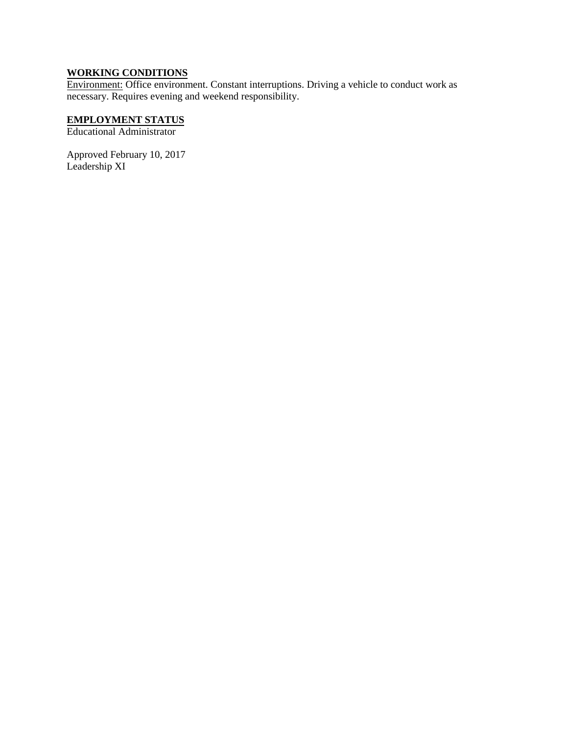**WORKING CONDITIONS**

Environment: Office environment. Constant interruptions. Driving a vehicle to conduct work as necessary. Requires evening and weekend responsibility.

**EMPLOYMENT STATUS**

Educational Administrator

Approved February 10, 2017
Leadership XI